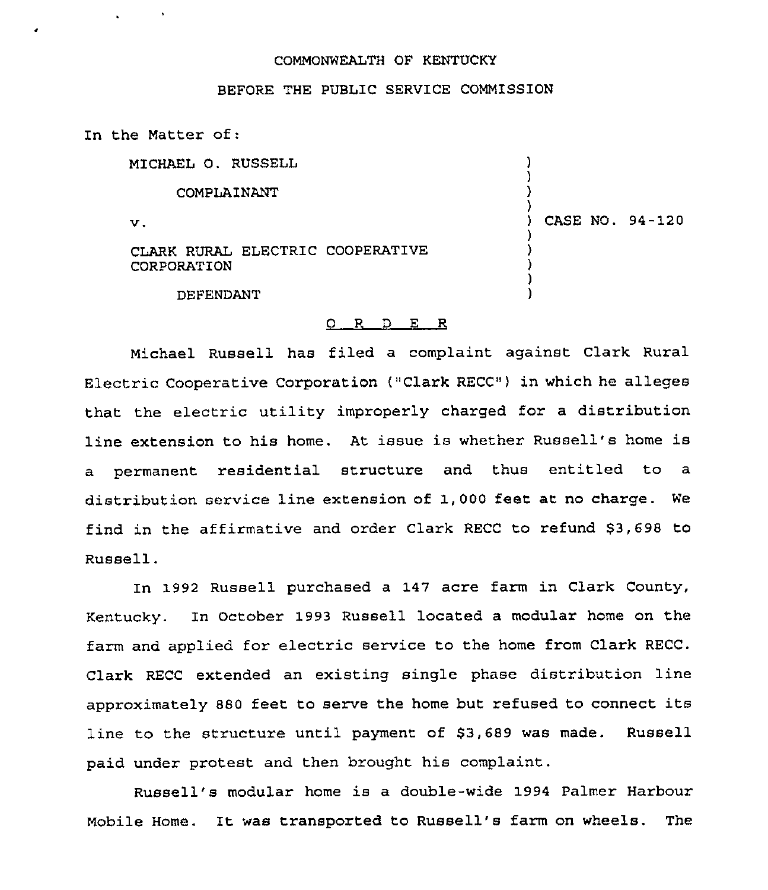COMMONWEALTH OF KENTUCKY

BEFORE THE PUBLIC SERVICE COMMISSION

In the Matter of:

| | |
|---|---|
| MICHAEL O. RUSSELL<br><br>COMPLAINANT<br><br>v.<br><br>CLARK RURAL ELECTRIC COOPERATIVE CORPORATION<br><br>DEFENDANT | CASE NO. 94-120 |

O R D E R

Michael Russell has filed a complaint against Clark Rural Electric Cooperative Corporation ("Clark RECC") in which he alleges that the electric utility improperly charged for a distribution line extension to his home. At issue is whether Russell's home is a permanent residential structure and thus entitled to a distribution service line extension of 1,000 feet at no charge. We find in the affirmative and order Clark RECC to refund $3,698 to Russell.

In 1992 Russell purchased a 147 acre farm in Clark County, Kentucky. In October 1993 Russell located a modular home on the farm and applied for electric service to the home from Clark RECC. Clark RECC extended an existing single phase distribution line approximately 880 feet to serve the home but refused to connect its line to the structure until payment of $3,689 was made. Russell paid under protest and then brought his complaint.

Russell's modular home is a double-wide 1994 Palmer Harbour Mobile Home. It was transported to Russell's farm on wheels. The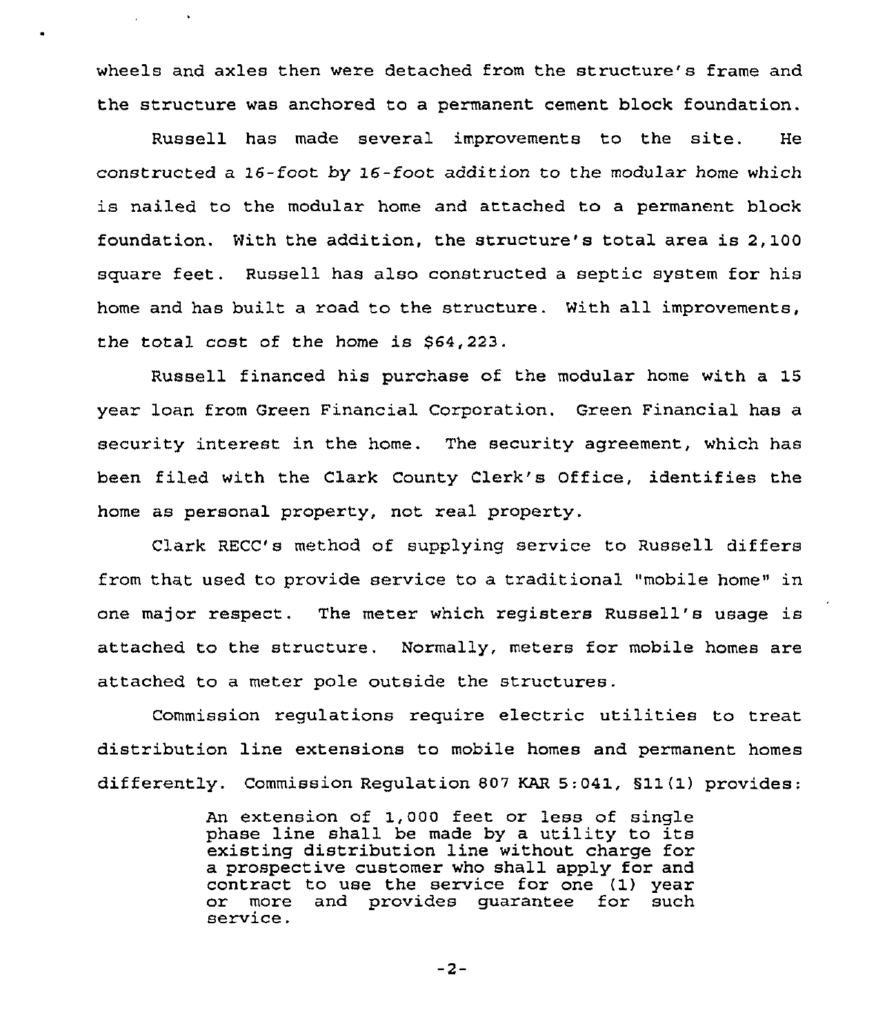wheels and axles then were detached from the structure's frame and the structure was anchored to a permanent cement block foundation.

Russell has made several improvements to the site. He constructed a 16-foot by 16-foot addition to the modular home which is nailed to the modular home and attached to a permanent block foundation. With the addition, the structure's total area is 2,100 square feet. Russell has also constructed a septic system for his home and has built a road to the structure. With all improvements, the total cost of the home is $64,223.

Russell financed his purchase of the modular home with a 15 year loan from Green Financial Corporation. Green Financial has a security interest in the home. The security agreement, which has been filed with the Clark County Clerk's Office, identifies the home as personal property, not real property.

Clark RECC's method of supplying service to Russell differs from that used to provide service to a traditional "mobile home" in one major respect. The meter which registers Russell's usage is attached to the structure. Normally, meters for mobile homes are attached to a meter pole outside the structures.

Commission regulations require electric utilities to treat distribution line extensions to mobile homes and permanent homes differently. Commission Regulation 807 KAR 5:041, §11(1) provides:

> An extension of 1,000 feet or less of single phase line shall be made by a utility to its existing distribution line without charge for a prospective customer who shall apply for and contract to use the service for one (1) year or more and provides guarantee for such service.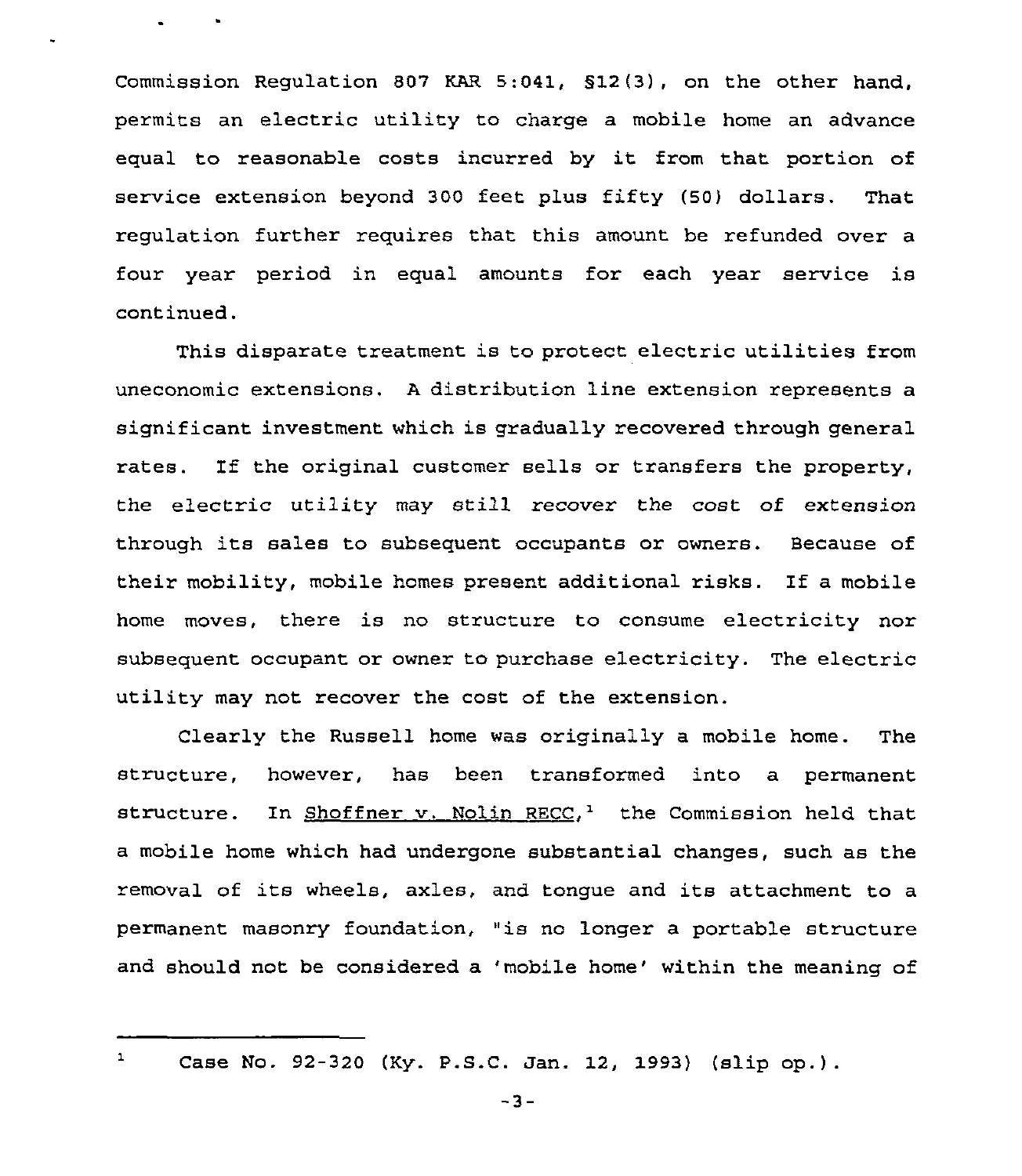Commission Regulation 807 KAR 5:041, §12(3), on the other hand, permits an electric utility to charge a mobile home an advance equal to reasonable costs incurred by it from that portion of service extension beyond 300 feet plus fifty (50) dollars. That regulation further requires that this amount be refunded over a four year period in equal amounts for each year service is continued.

This disparate treatment is to protect electric utilities from uneconomic extensions. A distribution line extension represents a significant investment which is gradually recovered through general rates. If the original customer sells or transfers the property, the electric utility may still recover the cost of extension through its sales to subsequent occupants or owners. Because of their mobility, mobile homes present additional risks. If a mobile home moves, there is no structure to consume electricity nor subsequent occupant or owner to purchase electricity. The electric utility may not recover the cost of the extension.

Clearly the Russell home was originally a mobile home. The structure, however, has been transformed into a permanent structure. In Shoffner v. Nolin RECC,[1] the Commission held that a mobile home which had undergone substantial changes, such as the removal of its wheels, axles, and tongue and its attachment to a permanent masonry foundation, "is no longer a portable structure and should not be considered a 'mobile home' within the meaning of

---

[1] Case No. 92-320 (Ky. P.S.C. Jan. 12, 1993) (slip op.).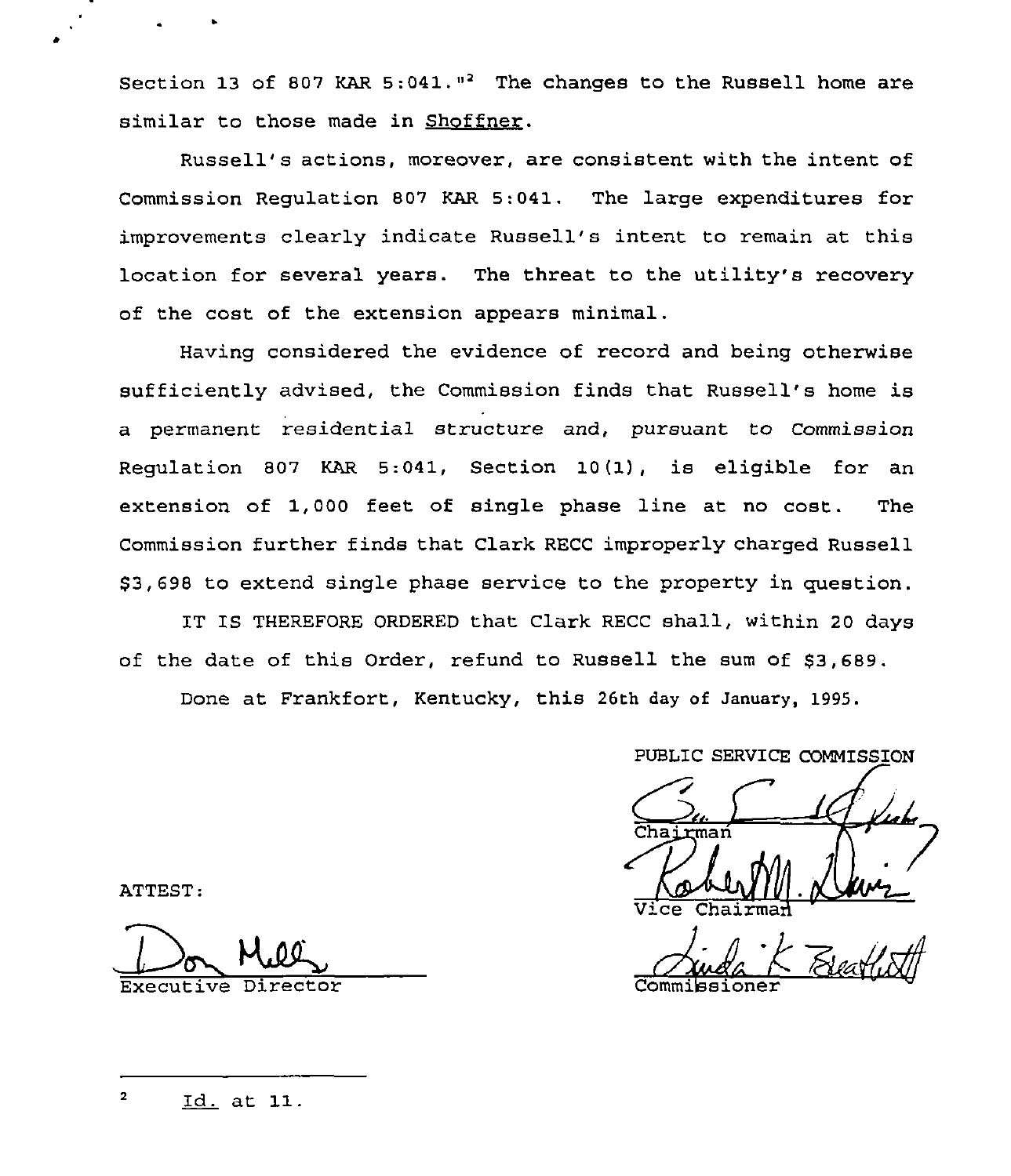Section 13 of 807 KAR 5:041."[2] The changes to the Russell home are similar to those made in Shoffner.

Russell's actions, moreover, are consistent with the intent of Commission Regulation 807 KAR 5:041. The large expenditures for improvements clearly indicate Russell's intent to remain at this location for several years. The threat to the utility's recovery of the cost of the extension appears minimal.

Having considered the evidence of record and being otherwise sufficiently advised, the Commission finds that Russell's home is a permanent residential structure and, pursuant to Commission Regulation 807 KAR 5:041, Section 10(1), is eligible for an extension of 1,000 feet of single phase line at no cost. The Commission further finds that Clark RECC improperly charged Russell $3,698 to extend single phase service to the property in question.

IT IS THEREFORE ORDERED that Clark RECC shall, within 20 days of the date of this Order, refund to Russell the sum of $3,689.

Done at Frankfort, Kentucky, this 26th day of January, 1995.

PUBLIC SERVICE COMMISSION

Chairman

Vice Chairman

Commissioner

ATTEST:

Executive Director

---

[2] Id. at 11.